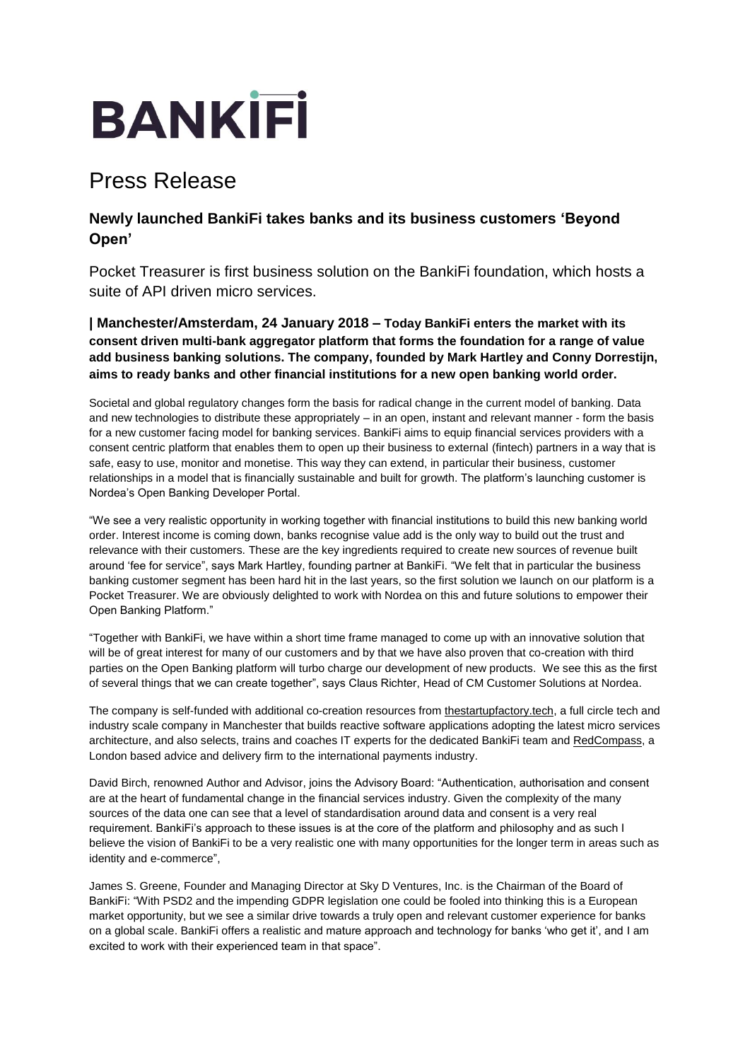# BANKIFI

# Press Release

### Newly launched BankiFi takes banks and its business customers 'Beyond Open'

Pocket Treasurer is first business solution on the BankiFi foundation, which hosts a suite of API driven micro services.

**| Manchester/Amsterdam, 24 January 2018 – Today BankiFi enters the market with its consent driven multi-bank aggregator platform that forms the foundation for a range of value add business banking solutions. The company, founded by Mark Hartley and Conny Dorrestijn, aims to ready banks and other financial institutions for a new open banking world order.**

Societal and global regulatory changes form the basis for radical change in the current model of banking. Data and new technologies to distribute these appropriately – in an open, instant and relevant manner - form the basis for a new customer facing model for banking services. BankiFi aims to equip financial services providers with a consent centric platform that enables them to open up their business to external (fintech) partners in a way that is safe, easy to use, monitor and monetise. This way they can extend, in particular their business, customer relationships in a model that is financially sustainable and built for growth. The platform's launching customer is Nordea's Open Banking Developer Portal.

"We see a very realistic opportunity in working together with financial institutions to build this new banking world order. Interest income is coming down, banks recognise value add is the only way to build out the trust and relevance with their customers. These are the key ingredients required to create new sources of revenue built around 'fee for service'", says Mark Hartley, founding partner at BankiFi. "We felt that in particular the business banking customer segment has been hard hit in the last years, so the first solution we launch on our platform is a Pocket Treasurer. We are obviously delighted to work with Nordea on this and future solutions to empower their Open Banking Platform."

"Together with BankiFi, we have within a short time frame managed to come up with an innovative solution that will be of great interest for many of our customers and by that we have also proven that co-creation with third parties on the Open Banking platform will turbo charge our development of new products. We see this as the first of several things that we can create together", says Claus Richter, Head of CM Customer Solutions at Nordea.

The company is self-funded with additional co-creation resources from thestartupfactory.tech, a full circle tech and industry scale company in Manchester that builds reactive software applications adopting the latest micro services architecture, and also selects, trains and coaches IT experts for the dedicated BankiFi team and RedCompass, a London based advice and delivery firm to the international payments industry.

David Birch, renowned Author and Advisor, joins the Advisory Board: "Authentication, authorisation and consent are at the heart of fundamental change in the financial services industry. Given the complexity of the many sources of the data one can see that a level of standardisation around data and consent is a very real requirement. BankiFi's approach to these issues is at the core of the platform and philosophy and as such I believe the vision of BankiFi to be a very realistic one with many opportunities for the longer term in areas such as identity and e-commerce",

James S. Greene, Founder and Managing Director at Sky D Ventures, Inc. is the Chairman of the Board of BankiFi: "With PSD2 and the impending GDPR legislation one could be fooled into thinking this is a European market opportunity, but we see a similar drive towards a truly open and relevant customer experience for banks on a global scale. BankiFi offers a realistic and mature approach and technology for banks 'who get it', and I am excited to work with their experienced team in that space".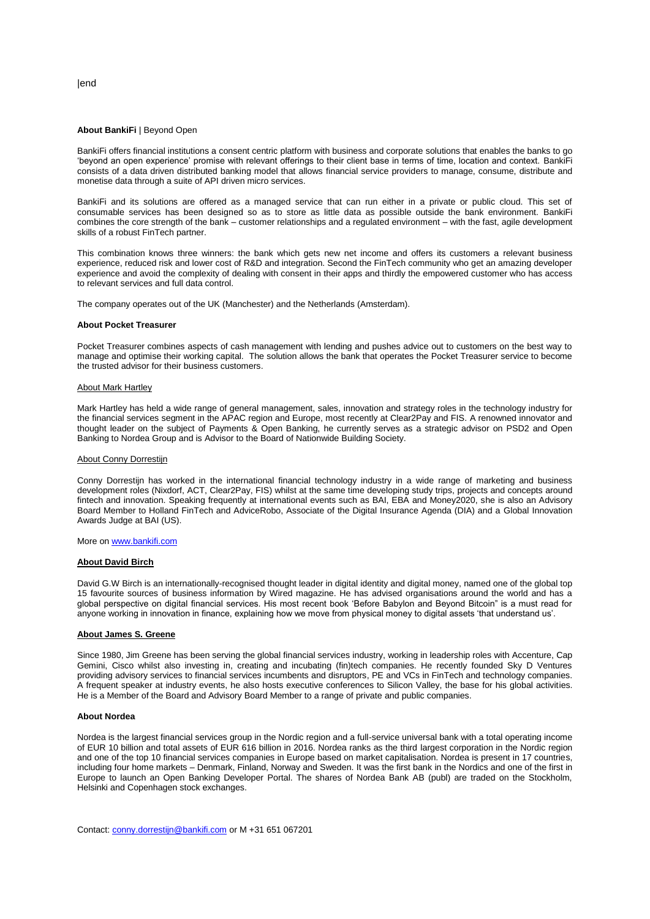|end

**About BankiFi** | Beyond Open

BankiFi offers financial institutions a consent centric platform with business and corporate solutions that enables the banks to go 'beyond an open experience' promise with relevant offerings to their client base in terms of time, location and context. BankiFi consists of a data driven distributed banking model that allows financial service providers to manage, consume, distribute and monetise data through a suite of API driven micro services.

BankiFi and its solutions are offered as a managed service that can run either in a private or public cloud. This set of consumable services has been designed so as to store as little data as possible outside the bank environment. BankiFi combines the core strength of the bank – customer relationships and a regulated environment – with the fast, agile development skills of a robust FinTech partner.

This combination knows three winners: the bank which gets new net income and offers its customers a relevant business experience, reduced risk and lower cost of R&D and integration. Second the FinTech community who get an amazing developer experience and avoid the complexity of dealing with consent in their apps and thirdly the empowered customer who has access to relevant services and full data control.

The company operates out of the UK (Manchester) and the Netherlands (Amsterdam).

**About Pocket Treasurer**

Pocket Treasurer combines aspects of cash management with lending and pushes advice out to customers on the best way to manage and optimise their working capital. The solution allows the bank that operates the Pocket Treasurer service to become the trusted advisor for their business customers.

About Mark Hartley

Mark Hartley has held a wide range of general management, sales, innovation and strategy roles in the technology industry for the financial services segment in the APAC region and Europe, most recently at Clear2Pay and FIS. A renowned innovator and thought leader on the subject of Payments & Open Banking, he currently serves as a strategic advisor on PSD2 and Open Banking to Nordea Group and is Advisor to the Board of Nationwide Building Society.

About Conny Dorrestijn

Conny Dorrestijn has worked in the international financial technology industry in a wide range of marketing and business development roles (Nixdorf, ACT, Clear2Pay, FIS) whilst at the same time developing study trips, projects and concepts around fintech and innovation. Speaking frequently at international events such as BAI, EBA and Money2020, she is also an Advisory Board Member to Holland FinTech and AdviceRobo, Associate of the Digital Insurance Agenda (DIA) and a Global Innovation Awards Judge at BAI (US).

More on [www.bankifi.com](http://www.bankifi.com)

**About David Birch**

David G.W Birch is an internationally-recognised thought leader in digital identity and digital money, named one of the global top 15 favourite sources of business information by Wired magazine. He has advised organisations around the world and has a global perspective on digital financial services. His most recent book 'Before Babylon and Beyond Bitcoin" is a must read for anyone working in innovation in finance, explaining how we move from physical money to digital assets 'that understand us'.

**About James S. Greene**

Since 1980, Jim Greene has been serving the global financial services industry, working in leadership roles with Accenture, Cap Gemini, Cisco whilst also investing in, creating and incubating (fin)tech companies. He recently founded Sky D Ventures providing advisory services to financial services incumbents and disruptors, PE and VCs in FinTech and technology companies. A frequent speaker at industry events, he also hosts executive conferences to Silicon Valley, the base for his global activities. He is a Member of the Board and Advisory Board Member to a range of private and public companies.

**About Nordea**

Nordea is the largest financial services group in the Nordic region and a full-service universal bank with a total operating income of EUR 10 billion and total assets of EUR 616 billion in 2016. Nordea ranks as the third largest corporation in the Nordic region and one of the top 10 financial services companies in Europe based on market capitalisation. Nordea is present in 17 countries, including four home markets – Denmark, Finland, Norway and Sweden. It was the first bank in the Nordics and one of the first in Europe to launch an Open Banking Developer Portal. The shares of Nordea Bank AB (publ) are traded on the Stockholm, Helsinki and Copenhagen stock exchanges.

Contact: [conny.dorrestijn@bankifi.com](mailto:conny.dorrestijn@bankifi.com) or M +31 651 067201